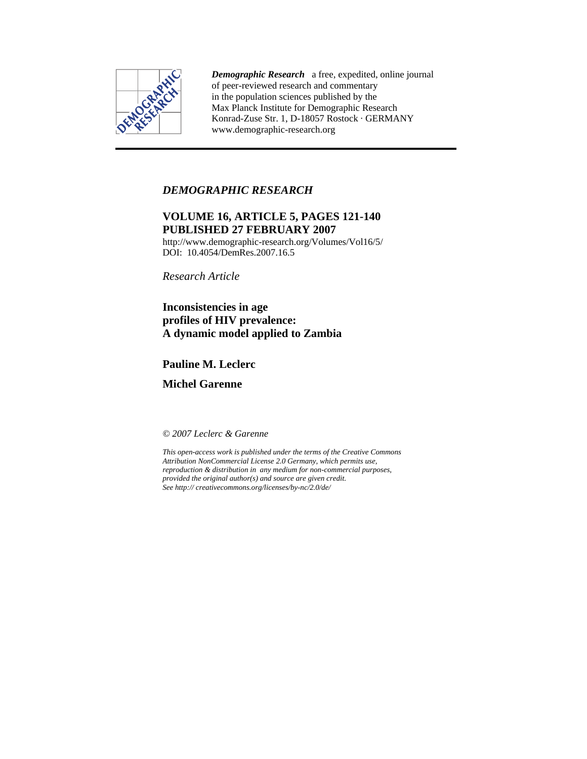*Demographic Research* a free, expedited, online journal of peer-reviewed research and commentary in the population sciences published by the Max Planck Institute for Demographic Research Konrad-Zuse Str. 1, D-18057 Rostock · GERMANY www.demographic-research.org

*DEMOGRAPHIC RESEARCH*

**VOLUME 16, ARTICLE 5, PAGES 121-140**
**PUBLISHED 27 FEBRUARY 2007**

http://www.demographic-research.org/Volumes/Vol16/5/
DOI: 10.4054/DemRes.2007.16.5

*Research Article*

# Inconsistencies in age profiles of HIV prevalence: A dynamic model applied to Zambia

**Pauline M. Leclerc**

**Michel Garenne**

*© 2007 Leclerc & Garenne*

*This open-access work is published under the terms of the Creative Commons Attribution NonCommercial License 2.0 Germany, which permits use, reproduction & distribution in any medium for non-commercial purposes, provided the original author(s) and source are given credit. See http:// creativecommons.org/licenses/by-nc/2.0/de/*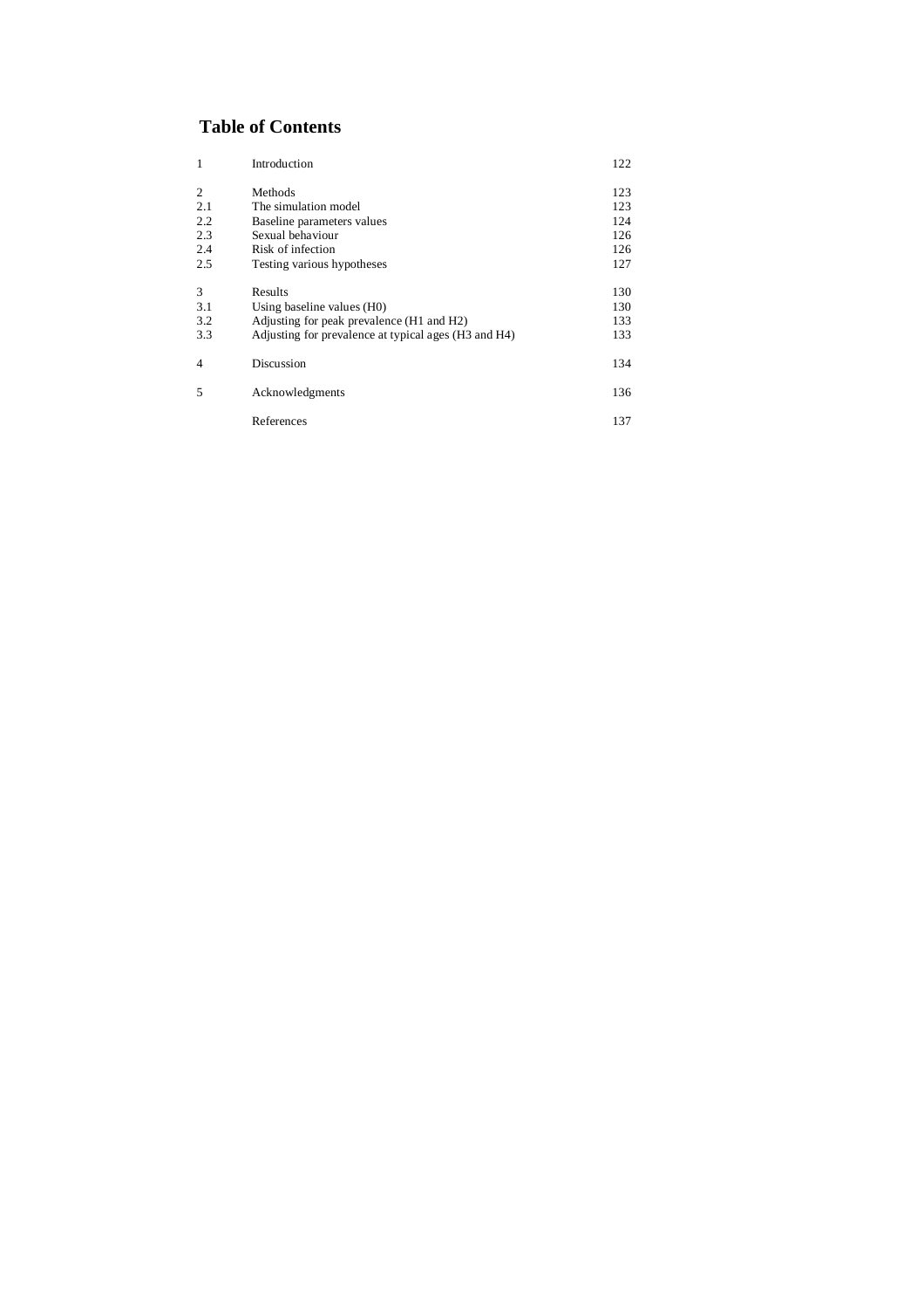## Table of Contents

| | | |
|---|---|---|
| 1 | Introduction | 122 |
| 2 | Methods | 123 |
| 2.1 | The simulation model | 123 |
| 2.2 | Baseline parameters values | 124 |
| 2.3 | Sexual behaviour | 126 |
| 2.4 | Risk of infection | 126 |
| 2.5 | Testing various hypotheses | 127 |
| 3 | Results | 130 |
| 3.1 | Using baseline values (H0) | 130 |
| 3.2 | Adjusting for peak prevalence (H1 and H2) | 133 |
| 3.3 | Adjusting for prevalence at typical ages (H3 and H4) | 133 |
| 4 | Discussion | 134 |
| 5 | Acknowledgments | 136 |
| | References | 137 |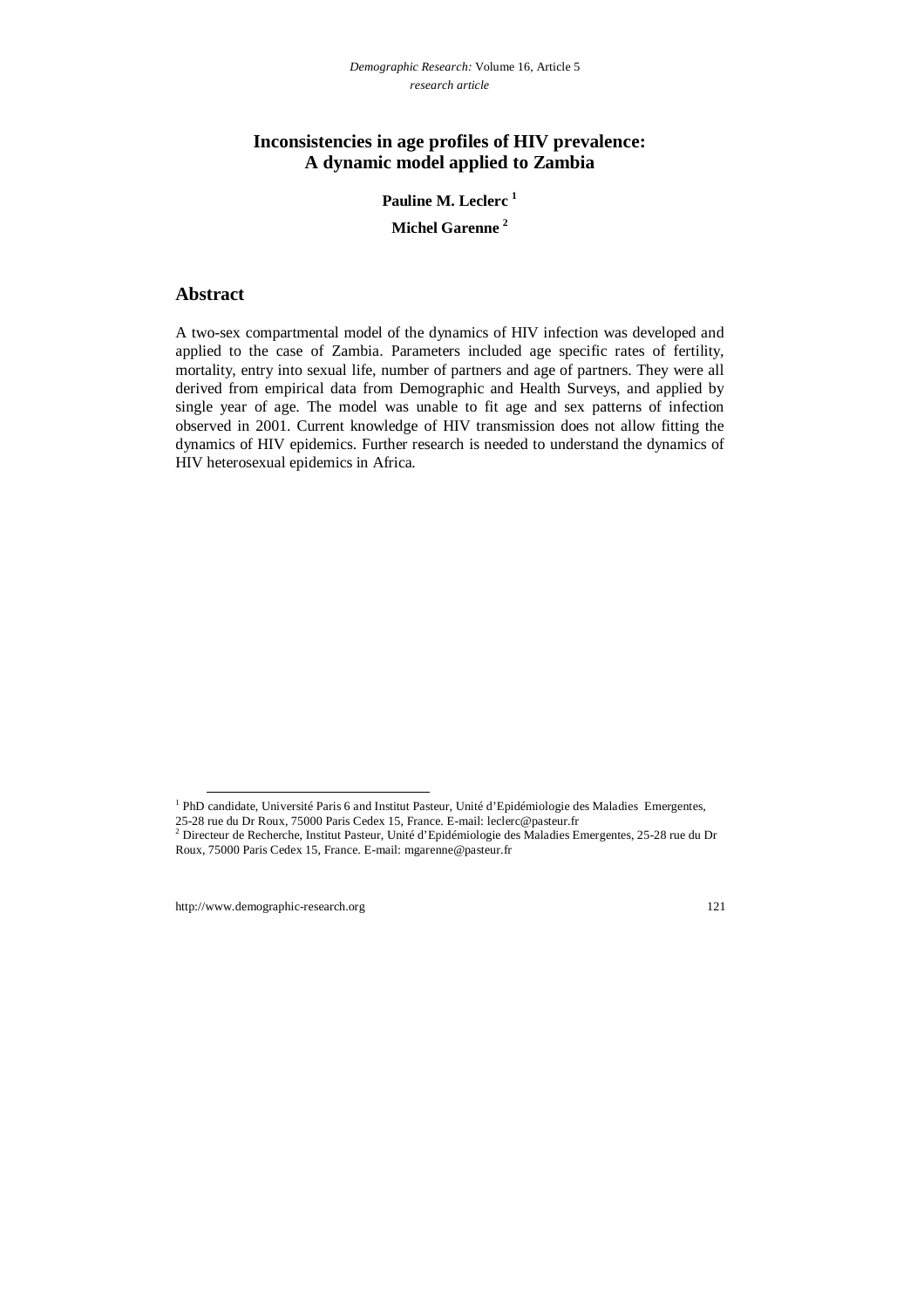# Inconsistencies in age profiles of HIV prevalence: A dynamic model applied to Zambia

**Pauline M. Leclerc** [1]

**Michel Garenne** [2]

## Abstract

A two-sex compartmental model of the dynamics of HIV infection was developed and applied to the case of Zambia. Parameters included age specific rates of fertility, mortality, entry into sexual life, number of partners and age of partners. They were all derived from empirical data from Demographic and Health Surveys, and applied by single year of age. The model was unable to fit age and sex patterns of infection observed in 2001. Current knowledge of HIV transmission does not allow fitting the dynamics of HIV epidemics. Further research is needed to understand the dynamics of HIV heterosexual epidemics in Africa.

[1] PhD candidate, Université Paris 6 and Institut Pasteur, Unité d'Epidémiologie des Maladies Emergentes, 25-28 rue du Dr Roux, 75000 Paris Cedex 15, France. E-mail: leclerc@pasteur.fr

[2] Directeur de Recherche, Institut Pasteur, Unité d'Epidémiologie des Maladies Emergentes, 25-28 rue du Dr Roux, 75000 Paris Cedex 15, France. E-mail: mgarenne@pasteur.fr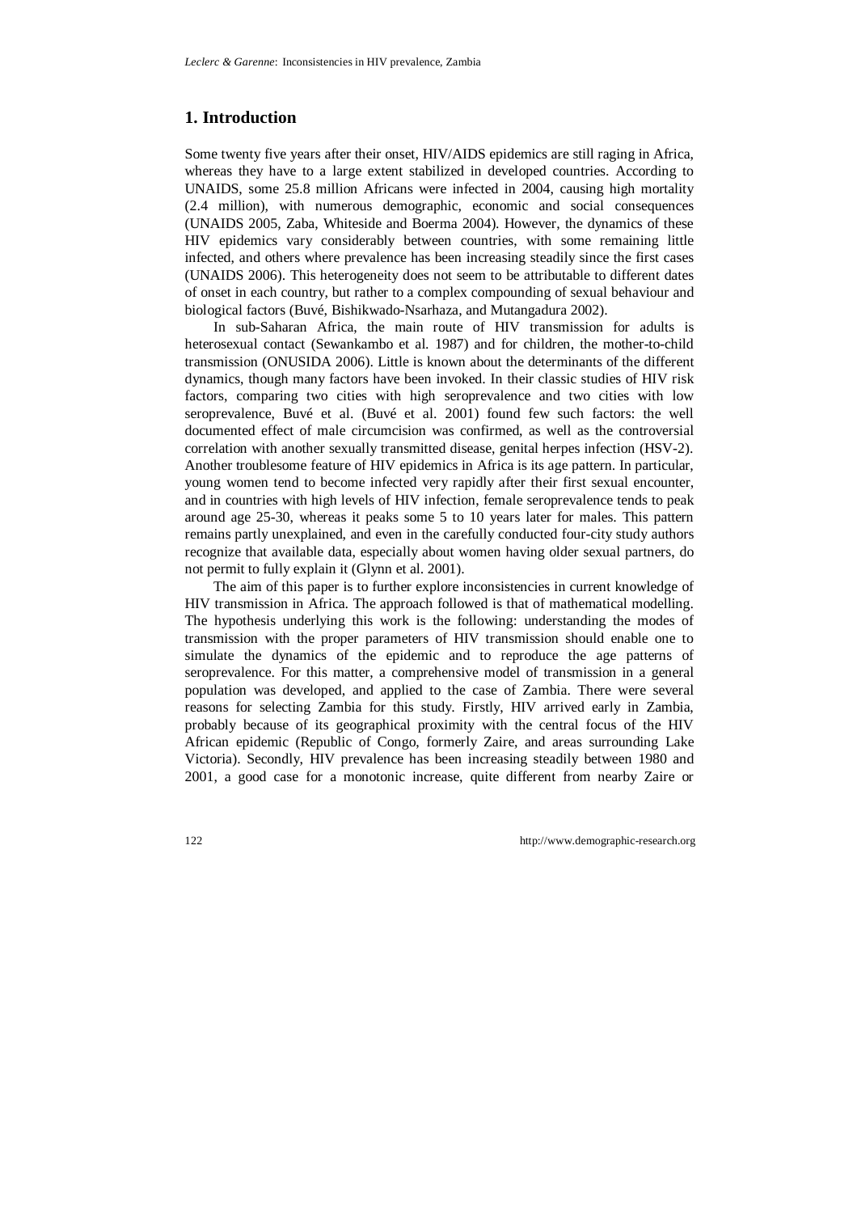# 1. Introduction

Some twenty five years after their onset, HIV/AIDS epidemics are still raging in Africa, whereas they have to a large extent stabilized in developed countries. According to UNAIDS, some 25.8 million Africans were infected in 2004, causing high mortality (2.4 million), with numerous demographic, economic and social consequences (UNAIDS 2005, Zaba, Whiteside and Boerma 2004). However, the dynamics of these HIV epidemics vary considerably between countries, with some remaining little infected, and others where prevalence has been increasing steadily since the first cases (UNAIDS 2006). This heterogeneity does not seem to be attributable to different dates of onset in each country, but rather to a complex compounding of sexual behaviour and biological factors (Buvé, Bishikwado-Nsarhaza, and Mutangadura 2002).

In sub-Saharan Africa, the main route of HIV transmission for adults is heterosexual contact (Sewankambo et al. 1987) and for children, the mother-to-child transmission (ONUSIDA 2006). Little is known about the determinants of the different dynamics, though many factors have been invoked. In their classic studies of HIV risk factors, comparing two cities with high seroprevalence and two cities with low seroprevalence, Buvé et al. (Buvé et al. 2001) found few such factors: the well documented effect of male circumcision was confirmed, as well as the controversial correlation with another sexually transmitted disease, genital herpes infection (HSV-2). Another troublesome feature of HIV epidemics in Africa is its age pattern. In particular, young women tend to become infected very rapidly after their first sexual encounter, and in countries with high levels of HIV infection, female seroprevalence tends to peak around age 25-30, whereas it peaks some 5 to 10 years later for males. This pattern remains partly unexplained, and even in the carefully conducted four-city study authors recognize that available data, especially about women having older sexual partners, do not permit to fully explain it (Glynn et al. 2001).

The aim of this paper is to further explore inconsistencies in current knowledge of HIV transmission in Africa. The approach followed is that of mathematical modelling. The hypothesis underlying this work is the following: understanding the modes of transmission with the proper parameters of HIV transmission should enable one to simulate the dynamics of the epidemic and to reproduce the age patterns of seroprevalence. For this matter, a comprehensive model of transmission in a general population was developed, and applied to the case of Zambia. There were several reasons for selecting Zambia for this study. Firstly, HIV arrived early in Zambia, probably because of its geographical proximity with the central focus of the HIV African epidemic (Republic of Congo, formerly Zaire, and areas surrounding Lake Victoria). Secondly, HIV prevalence has been increasing steadily between 1980 and 2001, a good case for a monotonic increase, quite different from nearby Zaire or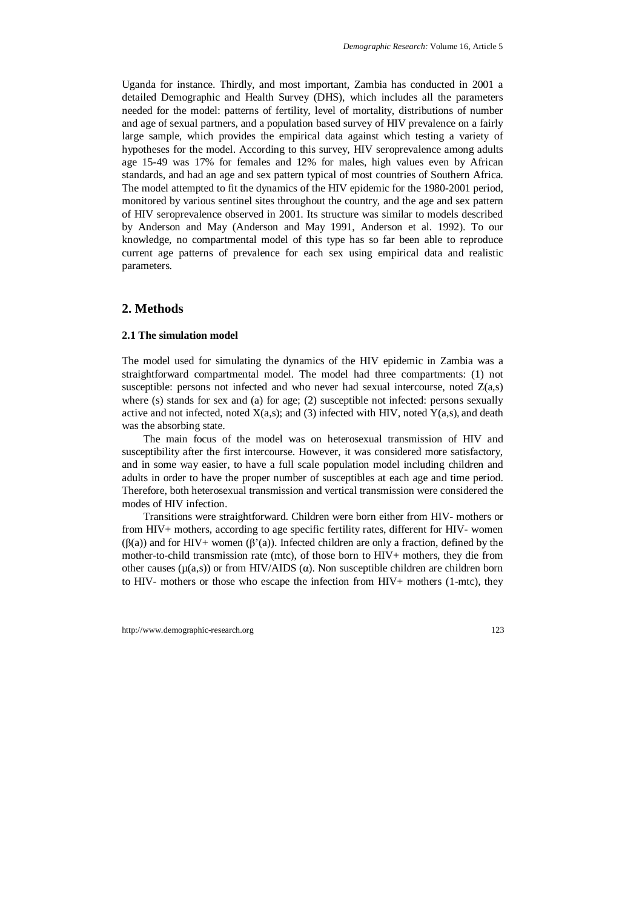Uganda for instance. Thirdly, and most important, Zambia has conducted in 2001 a detailed Demographic and Health Survey (DHS), which includes all the parameters needed for the model: patterns of fertility, level of mortality, distributions of number and age of sexual partners, and a population based survey of HIV prevalence on a fairly large sample, which provides the empirical data against which testing a variety of hypotheses for the model. According to this survey, HIV seroprevalence among adults age 15-49 was 17% for females and 12% for males, high values even by African standards, and had an age and sex pattern typical of most countries of Southern Africa. The model attempted to fit the dynamics of the HIV epidemic for the 1980-2001 period, monitored by various sentinel sites throughout the country, and the age and sex pattern of HIV seroprevalence observed in 2001. Its structure was similar to models described by Anderson and May (Anderson and May 1991, Anderson et al. 1992). To our knowledge, no compartmental model of this type has so far been able to reproduce current age patterns of prevalence for each sex using empirical data and realistic parameters.

## 2. Methods

### 2.1 The simulation model

The model used for simulating the dynamics of the HIV epidemic in Zambia was a straightforward compartmental model. The model had three compartments: (1) not susceptible: persons not infected and who never had sexual intercourse, noted $Z(a,s)$ where (s) stands for sex and (a) for age; (2) susceptible not infected: persons sexually active and not infected, noted $X(a,s)$; and (3) infected with HIV, noted $Y(a,s)$, and death was the absorbing state.

The main focus of the model was on heterosexual transmission of HIV and susceptibility after the first intercourse. However, it was considered more satisfactory, and in some way easier, to have a full scale population model including children and adults in order to have the proper number of susceptibles at each age and time period. Therefore, both heterosexual transmission and vertical transmission were considered the modes of HIV infection.

Transitions were straightforward. Children were born either from HIV- mothers or from HIV+ mothers, according to age specific fertility rates, different for HIV- women ($\beta(a)$) and for HIV+ women ($\beta'(a)$). Infected children are only a fraction, defined by the mother-to-child transmission rate (mtc), of those born to HIV+ mothers, they die from other causes ($\mu(a,s)$) or from HIV/AIDS ($\alpha$). Non susceptible children are children born to HIV- mothers or those who escape the infection from HIV+ mothers (1-mtc), they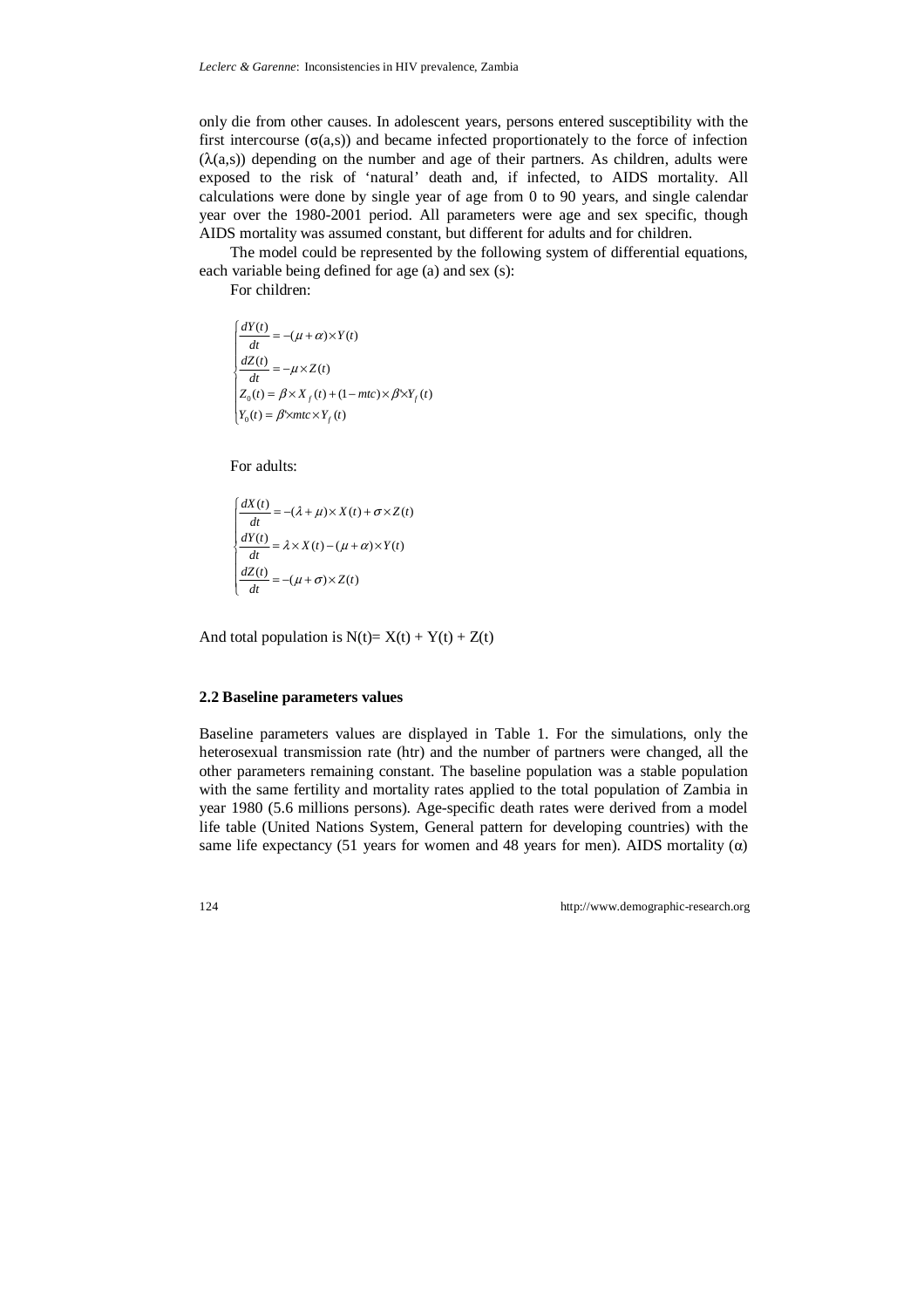only die from other causes. In adolescent years, persons entered susceptibility with the first intercourse ($\sigma(a,s)$) and became infected proportionately to the force of infection ($\lambda(a,s)$) depending on the number and age of their partners. As children, adults were exposed to the risk of 'natural' death and, if infected, to AIDS mortality. All calculations were done by single year of age from 0 to 90 years, and single calendar year over the 1980-2001 period. All parameters were age and sex specific, though AIDS mortality was assumed constant, but different for adults and for children.

The model could be represented by the following system of differential equations, each variable being defined for age (a) and sex (s):

For children:

$$
\begin{cases}
\dfrac{dY(t)}{dt} = -(\mu + \alpha) \times Y(t) \\
\dfrac{dZ(t)}{dt} = -\mu \times Z(t) \\
Z_0(t) = \beta \times X_f(t) + (1 - mtc) \times \beta' \times Y_f(t) \\
Y_0(t) = \beta' \times mtc \times Y_f(t)
\end{cases}
$$

For adults:

$$
\begin{cases}
\dfrac{dX(t)}{dt} = -(\lambda + \mu) \times X(t) + \sigma \times Z(t) \\
\dfrac{dY(t)}{dt} = \lambda \times X(t) - (\mu + \alpha) \times Y(t) \\
\dfrac{dZ(t)}{dt} = -(\mu + \sigma) \times Z(t)
\end{cases}
$$

And total population is $N(t) = X(t) + Y(t) + Z(t)$

### 2.2 Baseline parameters values

Baseline parameters values are displayed in Table 1. For the simulations, only the heterosexual transmission rate (htr) and the number of partners were changed, all the other parameters remaining constant. The baseline population was a stable population with the same fertility and mortality rates applied to the total population of Zambia in year 1980 (5.6 millions persons). Age-specific death rates were derived from a model life table (United Nations System, General pattern for developing countries) with the same life expectancy (51 years for women and 48 years for men). AIDS mortality ($\alpha$)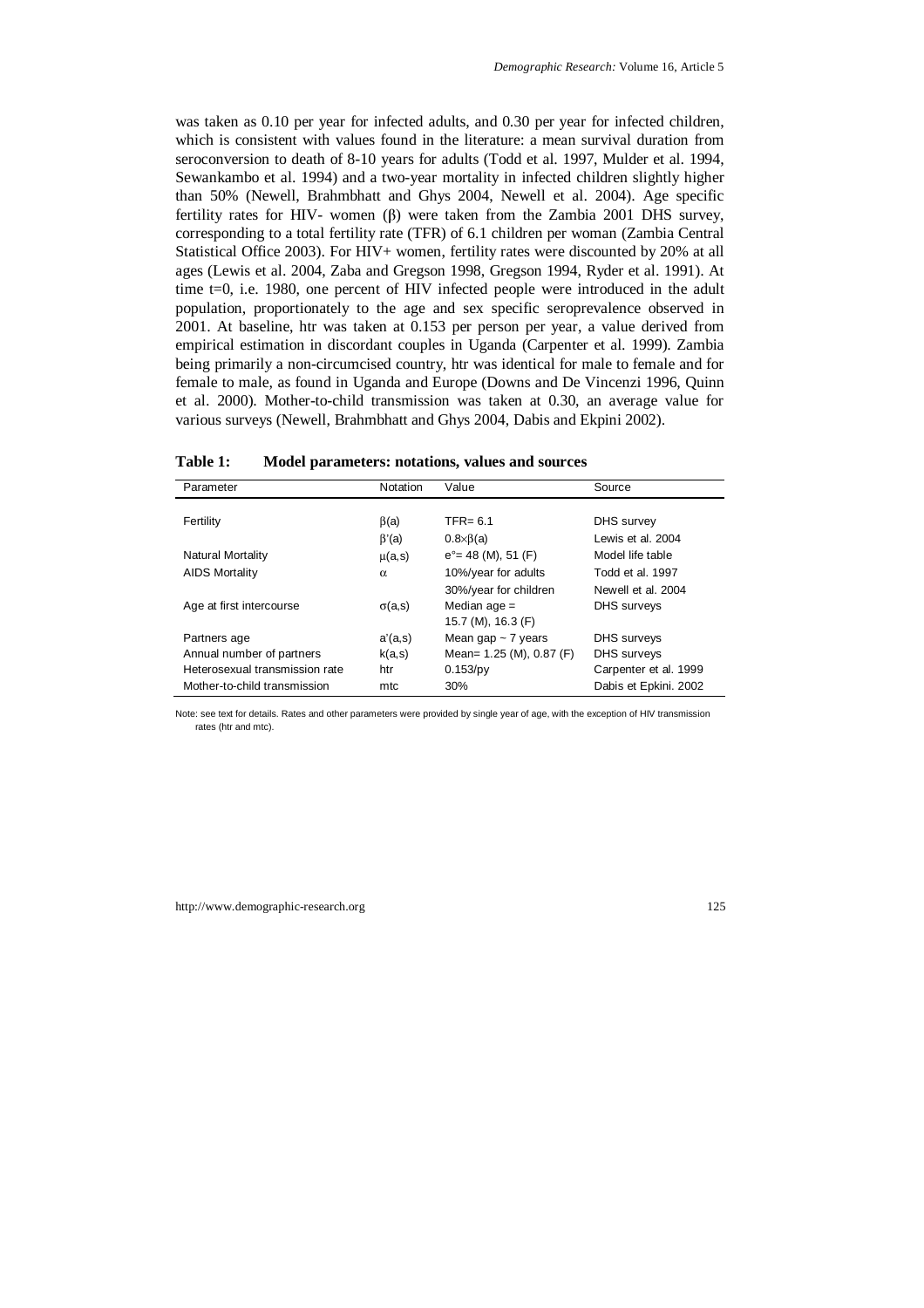was taken as 0.10 per year for infected adults, and 0.30 per year for infected children, which is consistent with values found in the literature: a mean survival duration from seroconversion to death of 8-10 years for adults (Todd et al. 1997, Mulder et al. 1994, Sewankambo et al. 1994) and a two-year mortality in infected children slightly higher than 50% (Newell, Brahmbhatt and Ghys 2004, Newell et al. 2004). Age specific fertility rates for HIV- women (β) were taken from the Zambia 2001 DHS survey, corresponding to a total fertility rate (TFR) of 6.1 children per woman (Zambia Central Statistical Office 2003). For HIV+ women, fertility rates were discounted by 20% at all ages (Lewis et al. 2004, Zaba and Gregson 1998, Gregson 1994, Ryder et al. 1991). At time t=0, i.e. 1980, one percent of HIV infected people were introduced in the adult population, proportionately to the age and sex specific seroprevalence observed in 2001. At baseline, htr was taken at 0.153 per person per year, a value derived from empirical estimation in discordant couples in Uganda (Carpenter et al. 1999). Zambia being primarily a non-circumcised country, htr was identical for male to female and for female to male, as found in Uganda and Europe (Downs and De Vincenzi 1996, Quinn et al. 2000). Mother-to-child transmission was taken at 0.30, an average value for various surveys (Newell, Brahmbhatt and Ghys 2004, Dabis and Ekpini 2002).

**Table 1: Model parameters: notations, values and sources**

| Parameter | Notation | Value | Source |
|---|---|---|---|
| Fertility | $\beta(a)$ | TFR= 6.1 | DHS survey |
| | $\beta'(a)$ | $0.8\times\beta(a)$ | Lewis et al. 2004 |
| Natural Mortality | $\mu(a,s)$ | $e°$= 48 (M), 51 (F) | Model life table |
| AIDS Mortality | $\alpha$ | 10%/year for adults | Todd et al. 1997 |
| | | 30%/year for children | Newell et al. 2004 |
| Age at first intercourse | $\sigma(a,s)$ | Median age = 15.7 (M), 16.3 (F) | DHS surveys |
| Partners age | $a'(a,s)$ | Mean gap ~ 7 years | DHS surveys |
| Annual number of partners | $k(a,s)$ | Mean= 1.25 (M), 0.87 (F) | DHS surveys |
| Heterosexual transmission rate | htr | 0.153/py | Carpenter et al. 1999 |
| Mother-to-child transmission | mtc | 30% | Dabis et Epkini. 2002 |

Note: see text for details. Rates and other parameters were provided by single year of age, with the exception of HIV transmission rates (htr and mtc).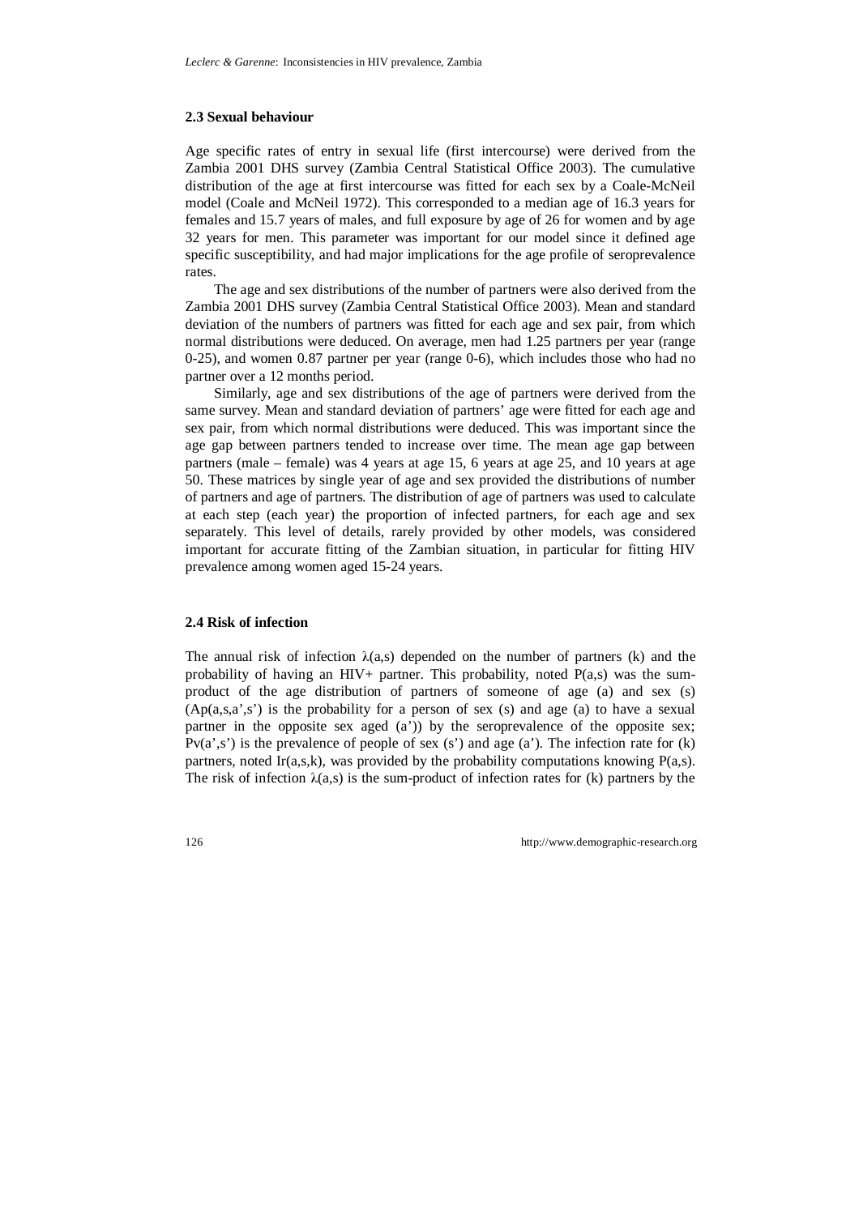### 2.3 Sexual behaviour

Age specific rates of entry in sexual life (first intercourse) were derived from the Zambia 2001 DHS survey (Zambia Central Statistical Office 2003). The cumulative distribution of the age at first intercourse was fitted for each sex by a Coale-McNeil model (Coale and McNeil 1972). This corresponded to a median age of 16.3 years for females and 15.7 years of males, and full exposure by age of 26 for women and by age 32 years for men. This parameter was important for our model since it defined age specific susceptibility, and had major implications for the age profile of seroprevalence rates.

The age and sex distributions of the number of partners were also derived from the Zambia 2001 DHS survey (Zambia Central Statistical Office 2003). Mean and standard deviation of the numbers of partners was fitted for each age and sex pair, from which normal distributions were deduced. On average, men had 1.25 partners per year (range 0-25), and women 0.87 partner per year (range 0-6), which includes those who had no partner over a 12 months period.

Similarly, age and sex distributions of the age of partners were derived from the same survey. Mean and standard deviation of partners' age were fitted for each age and sex pair, from which normal distributions were deduced. This was important since the age gap between partners tended to increase over time. The mean age gap between partners (male – female) was 4 years at age 15, 6 years at age 25, and 10 years at age 50. These matrices by single year of age and sex provided the distributions of number of partners and age of partners. The distribution of age of partners was used to calculate at each step (each year) the proportion of infected partners, for each age and sex separately. This level of details, rarely provided by other models, was considered important for accurate fitting of the Zambian situation, in particular for fitting HIV prevalence among women aged 15-24 years.

### 2.4 Risk of infection

The annual risk of infection $\lambda(a,s)$ depended on the number of partners (k) and the probability of having an HIV+ partner. This probability, noted $P(a,s)$ was the sum-product of the age distribution of partners of someone of age (a) and sex (s) ($Ap(a,s,a',s')$ is the probability for a person of sex (s) and age (a) to have a sexual partner in the opposite sex aged (a')) by the seroprevalence of the opposite sex; $Pv(a',s')$ is the prevalence of people of sex (s') and age (a'). The infection rate for (k) partners, noted $Ir(a,s,k)$, was provided by the probability computations knowing $P(a,s)$. The risk of infection $\lambda(a,s)$ is the sum-product of infection rates for (k) partners by the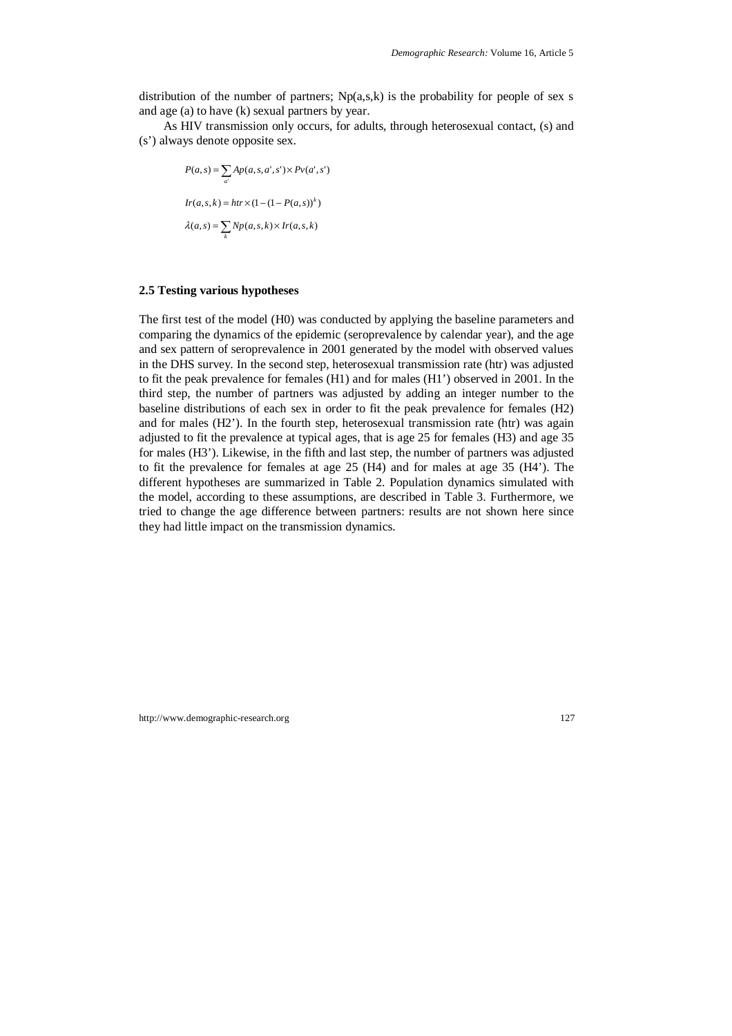distribution of the number of partners; Np(a,s,k) is the probability for people of sex s and age (a) to have (k) sexual partners by year.

As HIV transmission only occurs, for adults, through heterosexual contact, (s) and (s') always denote opposite sex.

$$P(a,s) = \sum_{a'} Ap(a,s,a',s') \times Pv(a',s')$$

$$Ir(a,s,k) = htr \times (1-(1-P(a,s))^{k})$$

$$\lambda(a,s) = \sum_{k} Np(a,s,k) \times Ir(a,s,k)$$

### 2.5 Testing various hypotheses

The first test of the model (H0) was conducted by applying the baseline parameters and comparing the dynamics of the epidemic (seroprevalence by calendar year), and the age and sex pattern of seroprevalence in 2001 generated by the model with observed values in the DHS survey. In the second step, heterosexual transmission rate (htr) was adjusted to fit the peak prevalence for females (H1) and for males (H1') observed in 2001. In the third step, the number of partners was adjusted by adding an integer number to the baseline distributions of each sex in order to fit the peak prevalence for females (H2) and for males (H2'). In the fourth step, heterosexual transmission rate (htr) was again adjusted to fit the prevalence at typical ages, that is age 25 for females (H3) and age 35 for males (H3'). Likewise, in the fifth and last step, the number of partners was adjusted to fit the prevalence for females at age 25 (H4) and for males at age 35 (H4'). The different hypotheses are summarized in Table 2. Population dynamics simulated with the model, according to these assumptions, are described in Table 3. Furthermore, we tried to change the age difference between partners: results are not shown here since they had little impact on the transmission dynamics.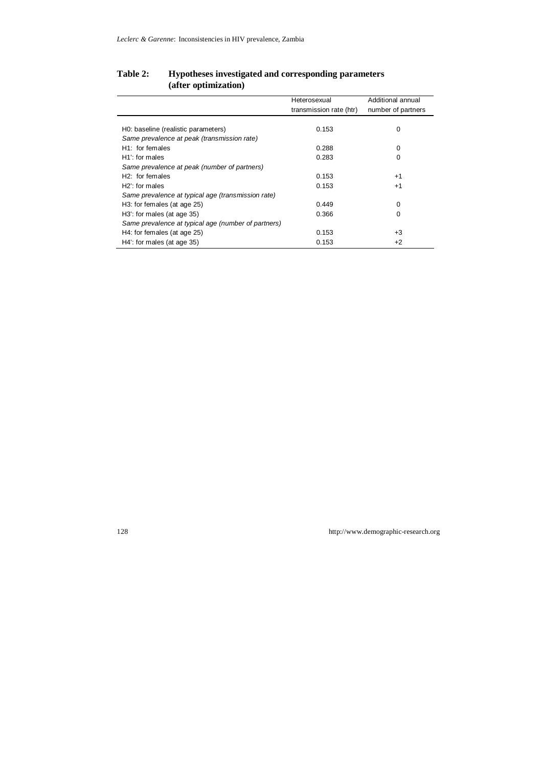**Table 2: Hypotheses investigated and corresponding parameters (after optimization)**

| | Heterosexual transmission rate (htr) | Additional annual number of partners |
|---|---|---|
| H0: baseline (realistic parameters) | 0.153 | 0 |
| *Same prevalence at peak (transmission rate)* | | |
| H1: for females | 0.288 | 0 |
| H1': for males | 0.283 | 0 |
| *Same prevalence at peak (number of partners)* | | |
| H2: for females | 0.153 | +1 |
| H2': for males | 0.153 | +1 |
| *Same prevalence at typical age (transmission rate)* | | |
| H3: for females (at age 25) | 0.449 | 0 |
| H3': for males (at age 35) | 0.366 | 0 |
| *Same prevalence at typical age (number of partners)* | | |
| H4: for females (at age 25) | 0.153 | +3 |
| H4': for males (at age 35) | 0.153 | +2 |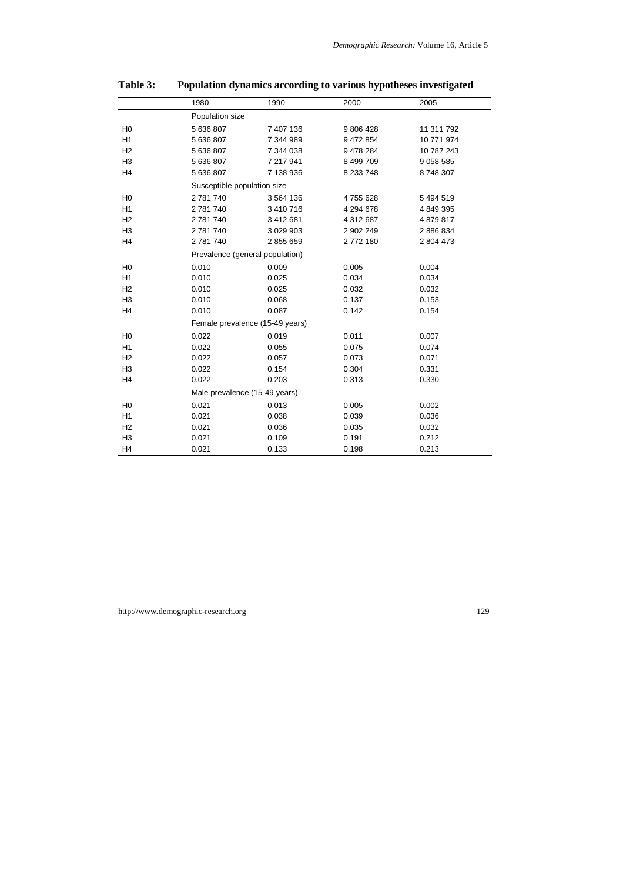**Table 3: Population dynamics according to various hypotheses investigated**

| | 1980 | 1990 | 2000 | 2005 |
|---|---|---|---|---|
| | Population size | | | |
| H0 | 5 636 807 | 7 407 136 | 9 806 428 | 11 311 792 |
| H1 | 5 636 807 | 7 344 989 | 9 472 854 | 10 771 974 |
| H2 | 5 636 807 | 7 344 038 | 9 478 284 | 10 787 243 |
| H3 | 5 636 807 | 7 217 941 | 8 499 709 | 9 058 585 |
| H4 | 5 636 807 | 7 138 936 | 8 233 748 | 8 748 307 |
| | Susceptible population size | | | |
| H0 | 2 781 740 | 3 564 136 | 4 755 628 | 5 494 519 |
| H1 | 2 781 740 | 3 410 716 | 4 294 678 | 4 849 395 |
| H2 | 2 781 740 | 3 412 681 | 4 312 687 | 4 879 817 |
| H3 | 2 781 740 | 3 029 903 | 2 902 249 | 2 886 834 |
| H4 | 2 781 740 | 2 855 659 | 2 772 180 | 2 804 473 |
| | Prevalence (general population) | | | |
| H0 | 0.010 | 0.009 | 0.005 | 0.004 |
| H1 | 0.010 | 0.025 | 0.034 | 0.034 |
| H2 | 0.010 | 0.025 | 0.032 | 0.032 |
| H3 | 0.010 | 0.068 | 0.137 | 0.153 |
| H4 | 0.010 | 0.087 | 0.142 | 0.154 |
| | Female prevalence (15-49 years) | | | |
| H0 | 0.022 | 0.019 | 0.011 | 0.007 |
| H1 | 0.022 | 0.055 | 0.075 | 0.074 |
| H2 | 0.022 | 0.057 | 0.073 | 0.071 |
| H3 | 0.022 | 0.154 | 0.304 | 0.331 |
| H4 | 0.022 | 0.203 | 0.313 | 0.330 |
| | Male prevalence (15-49 years) | | | |
| H0 | 0.021 | 0.013 | 0.005 | 0.002 |
| H1 | 0.021 | 0.038 | 0.039 | 0.036 |
| H2 | 0.021 | 0.036 | 0.035 | 0.032 |
| H3 | 0.021 | 0.109 | 0.191 | 0.212 |
| H4 | 0.021 | 0.133 | 0.198 | 0.213 |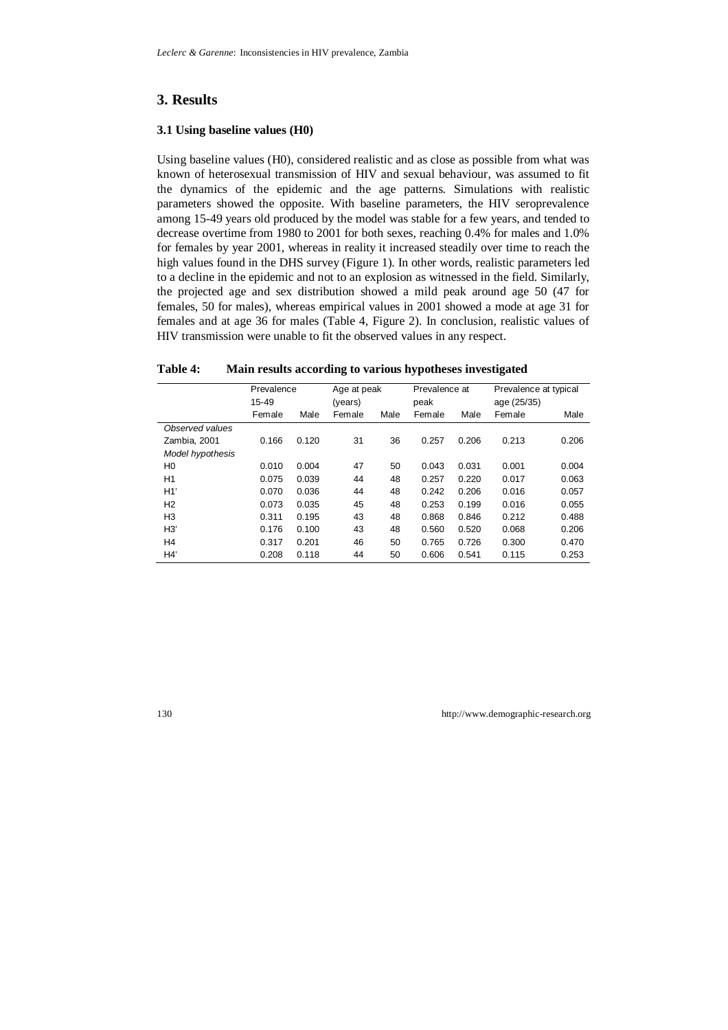## 3. Results

### 3.1 Using baseline values (H0)

Using baseline values (H0), considered realistic and as close as possible from what was known of heterosexual transmission of HIV and sexual behaviour, was assumed to fit the dynamics of the epidemic and the age patterns. Simulations with realistic parameters showed the opposite. With baseline parameters, the HIV seroprevalence among 15-49 years old produced by the model was stable for a few years, and tended to decrease overtime from 1980 to 2001 for both sexes, reaching 0.4% for males and 1.0% for females by year 2001, whereas in reality it increased steadily over time to reach the high values found in the DHS survey (Figure 1). In other words, realistic parameters led to a decline in the epidemic and not to an explosion as witnessed in the field. Similarly, the projected age and sex distribution showed a mild peak around age 50 (47 for females, 50 for males), whereas empirical values in 2001 showed a mode at age 31 for females and at age 36 for males (Table 4, Figure 2). In conclusion, realistic values of HIV transmission were unable to fit the observed values in any respect.

**Table 4: Main results according to various hypotheses investigated**

| | Prevalence 15-49 | | Age at peak (years) | | Prevalence at peak | | Prevalence at typical age (25/35) | |
|---|---|---|---|---|---|---|---|---|
| | Female | Male | Female | Male | Female | Male | Female | Male |
| *Observed values* | | | | | | | | |
| Zambia, 2001 | 0.166 | 0.120 | 31 | 36 | 0.257 | 0.206 | 0.213 | 0.206 |
| *Model hypothesis* | | | | | | | | |
| H0 | 0.010 | 0.004 | 47 | 50 | 0.043 | 0.031 | 0.001 | 0.004 |
| H1 | 0.075 | 0.039 | 44 | 48 | 0.257 | 0.220 | 0.017 | 0.063 |
| H1' | 0.070 | 0.036 | 44 | 48 | 0.242 | 0.206 | 0.016 | 0.057 |
| H2 | 0.073 | 0.035 | 45 | 48 | 0.253 | 0.199 | 0.016 | 0.055 |
| H3 | 0.311 | 0.195 | 43 | 48 | 0.868 | 0.846 | 0.212 | 0.488 |
| H3' | 0.176 | 0.100 | 43 | 48 | 0.560 | 0.520 | 0.068 | 0.206 |
| H4 | 0.317 | 0.201 | 46 | 50 | 0.765 | 0.726 | 0.300 | 0.470 |
| H4' | 0.208 | 0.118 | 44 | 50 | 0.606 | 0.541 | 0.115 | 0.253 |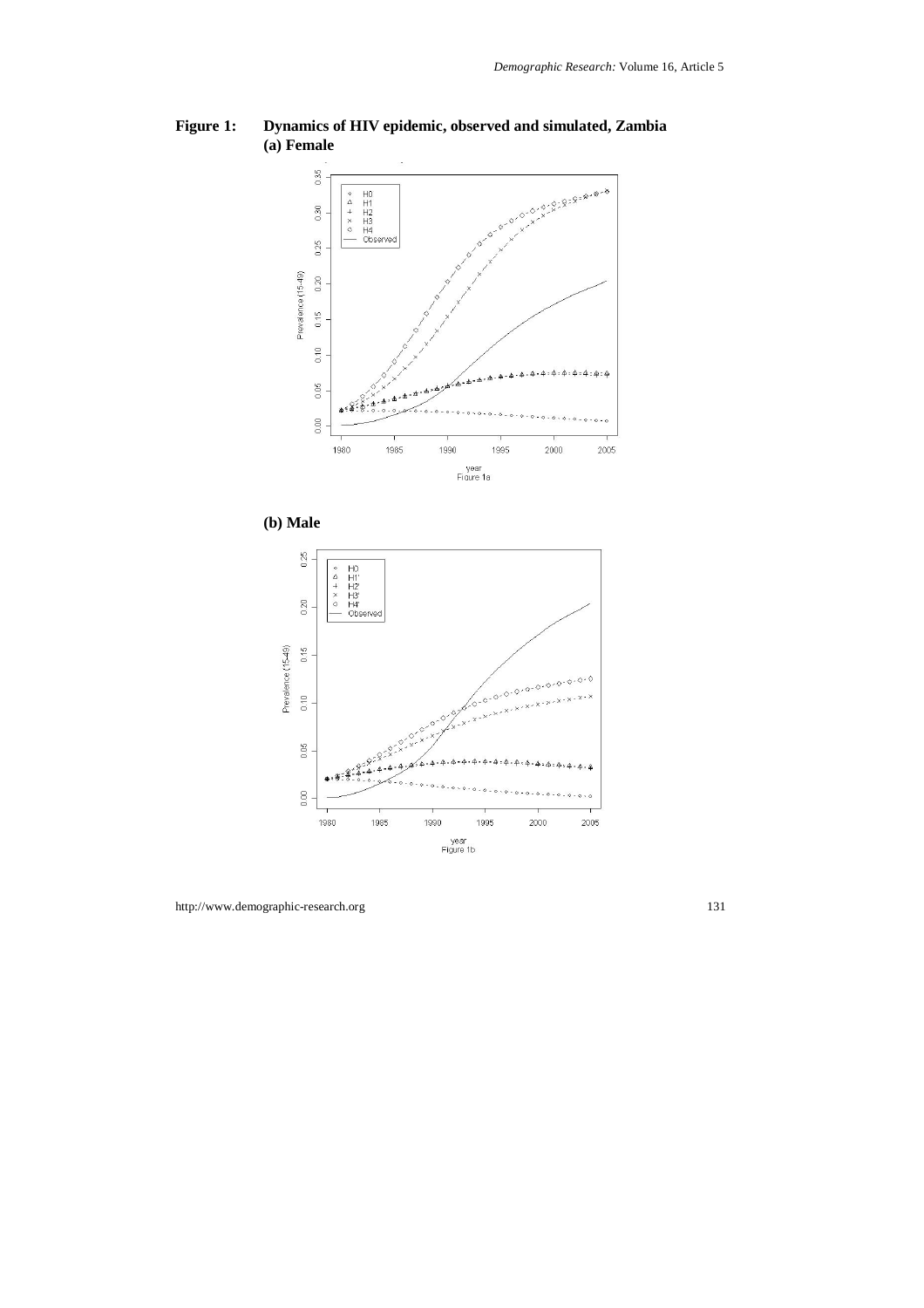**Figure 1: Dynamics of HIV epidemic, observed and simulated, Zambia**

**(a) Female**

**(b) Male**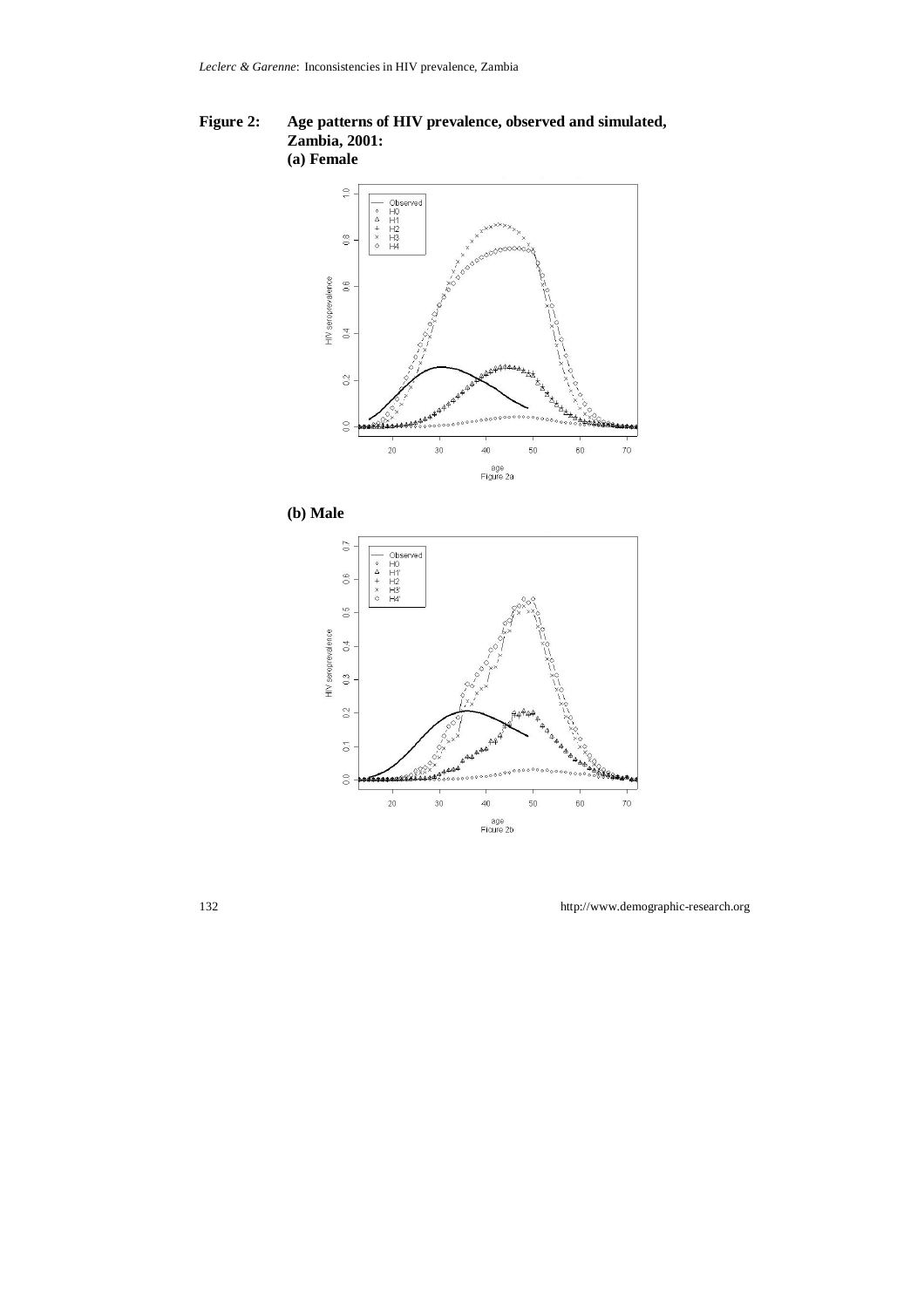**Figure 2: Age patterns of HIV prevalence, observed and simulated, Zambia, 2001:**
**(a) Female**

**(b) Male**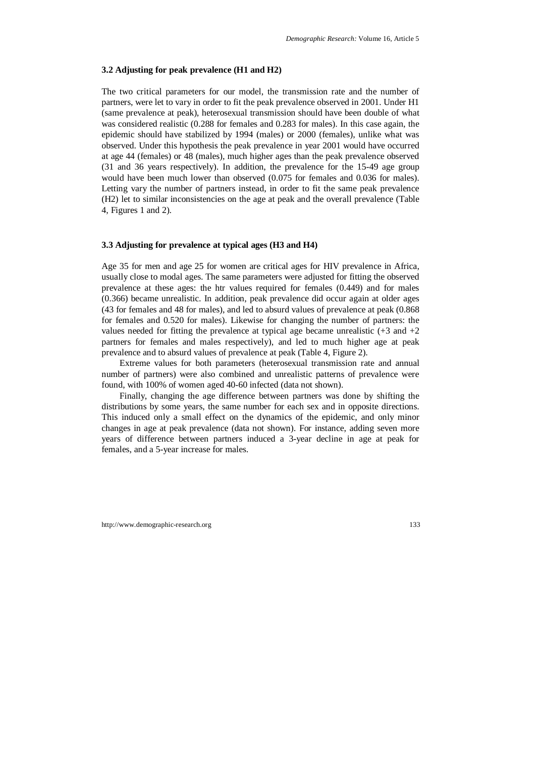### 3.2 Adjusting for peak prevalence (H1 and H2)

The two critical parameters for our model, the transmission rate and the number of partners, were let to vary in order to fit the peak prevalence observed in 2001. Under H1 (same prevalence at peak), heterosexual transmission should have been double of what was considered realistic (0.288 for females and 0.283 for males). In this case again, the epidemic should have stabilized by 1994 (males) or 2000 (females), unlike what was observed. Under this hypothesis the peak prevalence in year 2001 would have occurred at age 44 (females) or 48 (males), much higher ages than the peak prevalence observed (31 and 36 years respectively). In addition, the prevalence for the 15-49 age group would have been much lower than observed (0.075 for females and 0.036 for males). Letting vary the number of partners instead, in order to fit the same peak prevalence (H2) let to similar inconsistencies on the age at peak and the overall prevalence (Table 4, Figures 1 and 2).

### 3.3 Adjusting for prevalence at typical ages (H3 and H4)

Age 35 for men and age 25 for women are critical ages for HIV prevalence in Africa, usually close to modal ages. The same parameters were adjusted for fitting the observed prevalence at these ages: the htr values required for females (0.449) and for males (0.366) became unrealistic. In addition, peak prevalence did occur again at older ages (43 for females and 48 for males), and led to absurd values of prevalence at peak (0.868 for females and 0.520 for males). Likewise for changing the number of partners: the values needed for fitting the prevalence at typical age became unrealistic (+3 and +2 partners for females and males respectively), and led to much higher age at peak prevalence and to absurd values of prevalence at peak (Table 4, Figure 2).

Extreme values for both parameters (heterosexual transmission rate and annual number of partners) were also combined and unrealistic patterns of prevalence were found, with 100% of women aged 40-60 infected (data not shown).

Finally, changing the age difference between partners was done by shifting the distributions by some years, the same number for each sex and in opposite directions. This induced only a small effect on the dynamics of the epidemic, and only minor changes in age at peak prevalence (data not shown). For instance, adding seven more years of difference between partners induced a 3-year decline in age at peak for females, and a 5-year increase for males.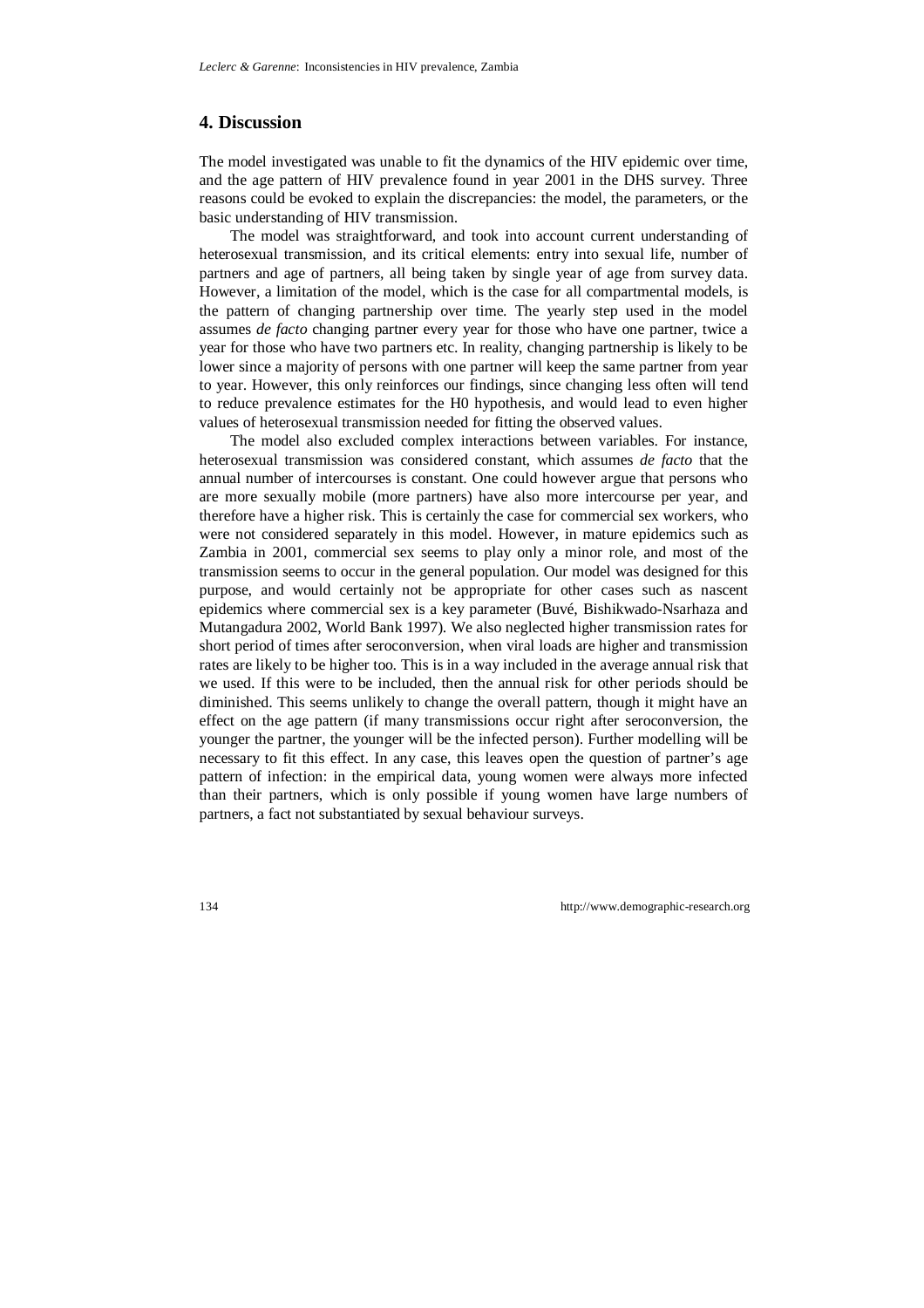## 4. Discussion

The model investigated was unable to fit the dynamics of the HIV epidemic over time, and the age pattern of HIV prevalence found in year 2001 in the DHS survey. Three reasons could be evoked to explain the discrepancies: the model, the parameters, or the basic understanding of HIV transmission.

The model was straightforward, and took into account current understanding of heterosexual transmission, and its critical elements: entry into sexual life, number of partners and age of partners, all being taken by single year of age from survey data. However, a limitation of the model, which is the case for all compartmental models, is the pattern of changing partnership over time. The yearly step used in the model assumes *de facto* changing partner every year for those who have one partner, twice a year for those who have two partners etc. In reality, changing partnership is likely to be lower since a majority of persons with one partner will keep the same partner from year to year. However, this only reinforces our findings, since changing less often will tend to reduce prevalence estimates for the H0 hypothesis, and would lead to even higher values of heterosexual transmission needed for fitting the observed values.

The model also excluded complex interactions between variables. For instance, heterosexual transmission was considered constant, which assumes *de facto* that the annual number of intercourses is constant. One could however argue that persons who are more sexually mobile (more partners) have also more intercourse per year, and therefore have a higher risk. This is certainly the case for commercial sex workers, who were not considered separately in this model. However, in mature epidemics such as Zambia in 2001, commercial sex seems to play only a minor role, and most of the transmission seems to occur in the general population. Our model was designed for this purpose, and would certainly not be appropriate for other cases such as nascent epidemics where commercial sex is a key parameter (Buvé, Bishikwado-Nsarhaza and Mutangadura 2002, World Bank 1997). We also neglected higher transmission rates for short period of times after seroconversion, when viral loads are higher and transmission rates are likely to be higher too. This is in a way included in the average annual risk that we used. If this were to be included, then the annual risk for other periods should be diminished. This seems unlikely to change the overall pattern, though it might have an effect on the age pattern (if many transmissions occur right after seroconversion, the younger the partner, the younger will be the infected person). Further modelling will be necessary to fit this effect. In any case, this leaves open the question of partner's age pattern of infection: in the empirical data, young women were always more infected than their partners, which is only possible if young women have large numbers of partners, a fact not substantiated by sexual behaviour surveys.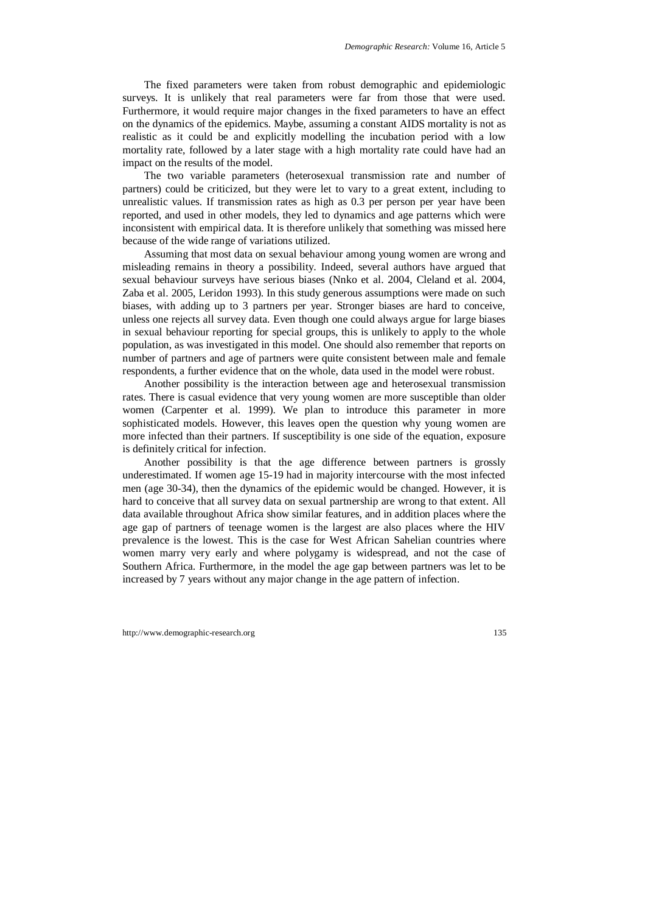The fixed parameters were taken from robust demographic and epidemiologic surveys. It is unlikely that real parameters were far from those that were used. Furthermore, it would require major changes in the fixed parameters to have an effect on the dynamics of the epidemics. Maybe, assuming a constant AIDS mortality is not as realistic as it could be and explicitly modelling the incubation period with a low mortality rate, followed by a later stage with a high mortality rate could have had an impact on the results of the model.

The two variable parameters (heterosexual transmission rate and number of partners) could be criticized, but they were let to vary to a great extent, including to unrealistic values. If transmission rates as high as 0.3 per person per year have been reported, and used in other models, they led to dynamics and age patterns which were inconsistent with empirical data. It is therefore unlikely that something was missed here because of the wide range of variations utilized.

Assuming that most data on sexual behaviour among young women are wrong and misleading remains in theory a possibility. Indeed, several authors have argued that sexual behaviour surveys have serious biases (Nnko et al. 2004, Cleland et al. 2004, Zaba et al. 2005, Leridon 1993). In this study generous assumptions were made on such biases, with adding up to 3 partners per year. Stronger biases are hard to conceive, unless one rejects all survey data. Even though one could always argue for large biases in sexual behaviour reporting for special groups, this is unlikely to apply to the whole population, as was investigated in this model. One should also remember that reports on number of partners and age of partners were quite consistent between male and female respondents, a further evidence that on the whole, data used in the model were robust.

Another possibility is the interaction between age and heterosexual transmission rates. There is casual evidence that very young women are more susceptible than older women (Carpenter et al. 1999). We plan to introduce this parameter in more sophisticated models. However, this leaves open the question why young women are more infected than their partners. If susceptibility is one side of the equation, exposure is definitely critical for infection.

Another possibility is that the age difference between partners is grossly underestimated. If women age 15-19 had in majority intercourse with the most infected men (age 30-34), then the dynamics of the epidemic would be changed. However, it is hard to conceive that all survey data on sexual partnership are wrong to that extent. All data available throughout Africa show similar features, and in addition places where the age gap of partners of teenage women is the largest are also places where the HIV prevalence is the lowest. This is the case for West African Sahelian countries where women marry very early and where polygamy is widespread, and not the case of Southern Africa. Furthermore, in the model the age gap between partners was let to be increased by 7 years without any major change in the age pattern of infection.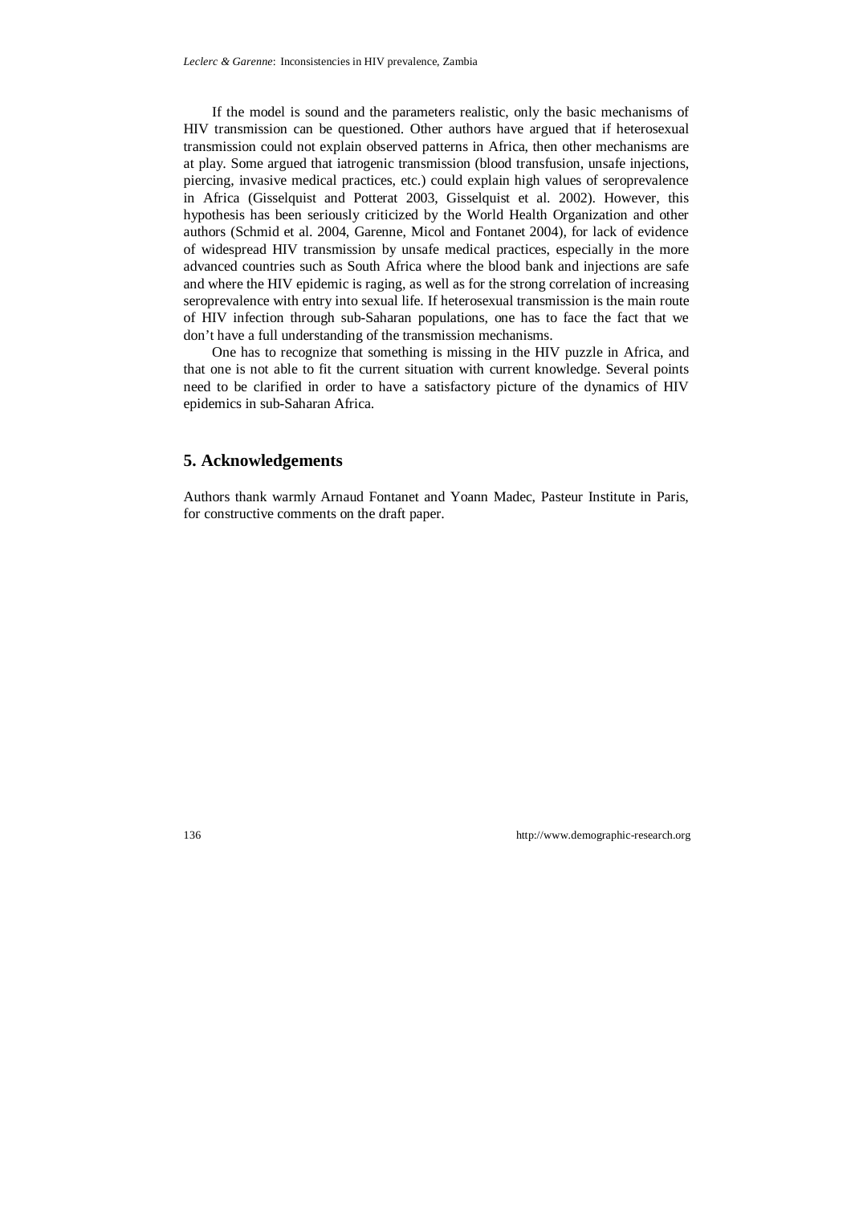If the model is sound and the parameters realistic, only the basic mechanisms of HIV transmission can be questioned. Other authors have argued that if heterosexual transmission could not explain observed patterns in Africa, then other mechanisms are at play. Some argued that iatrogenic transmission (blood transfusion, unsafe injections, piercing, invasive medical practices, etc.) could explain high values of seroprevalence in Africa (Gisselquist and Potterat 2003, Gisselquist et al. 2002). However, this hypothesis has been seriously criticized by the World Health Organization and other authors (Schmid et al. 2004, Garenne, Micol and Fontanet 2004), for lack of evidence of widespread HIV transmission by unsafe medical practices, especially in the more advanced countries such as South Africa where the blood bank and injections are safe and where the HIV epidemic is raging, as well as for the strong correlation of increasing seroprevalence with entry into sexual life. If heterosexual transmission is the main route of HIV infection through sub-Saharan populations, one has to face the fact that we don't have a full understanding of the transmission mechanisms.

One has to recognize that something is missing in the HIV puzzle in Africa, and that one is not able to fit the current situation with current knowledge. Several points need to be clarified in order to have a satisfactory picture of the dynamics of HIV epidemics in sub-Saharan Africa.

## 5. Acknowledgements

Authors thank warmly Arnaud Fontanet and Yoann Madec, Pasteur Institute in Paris, for constructive comments on the draft paper.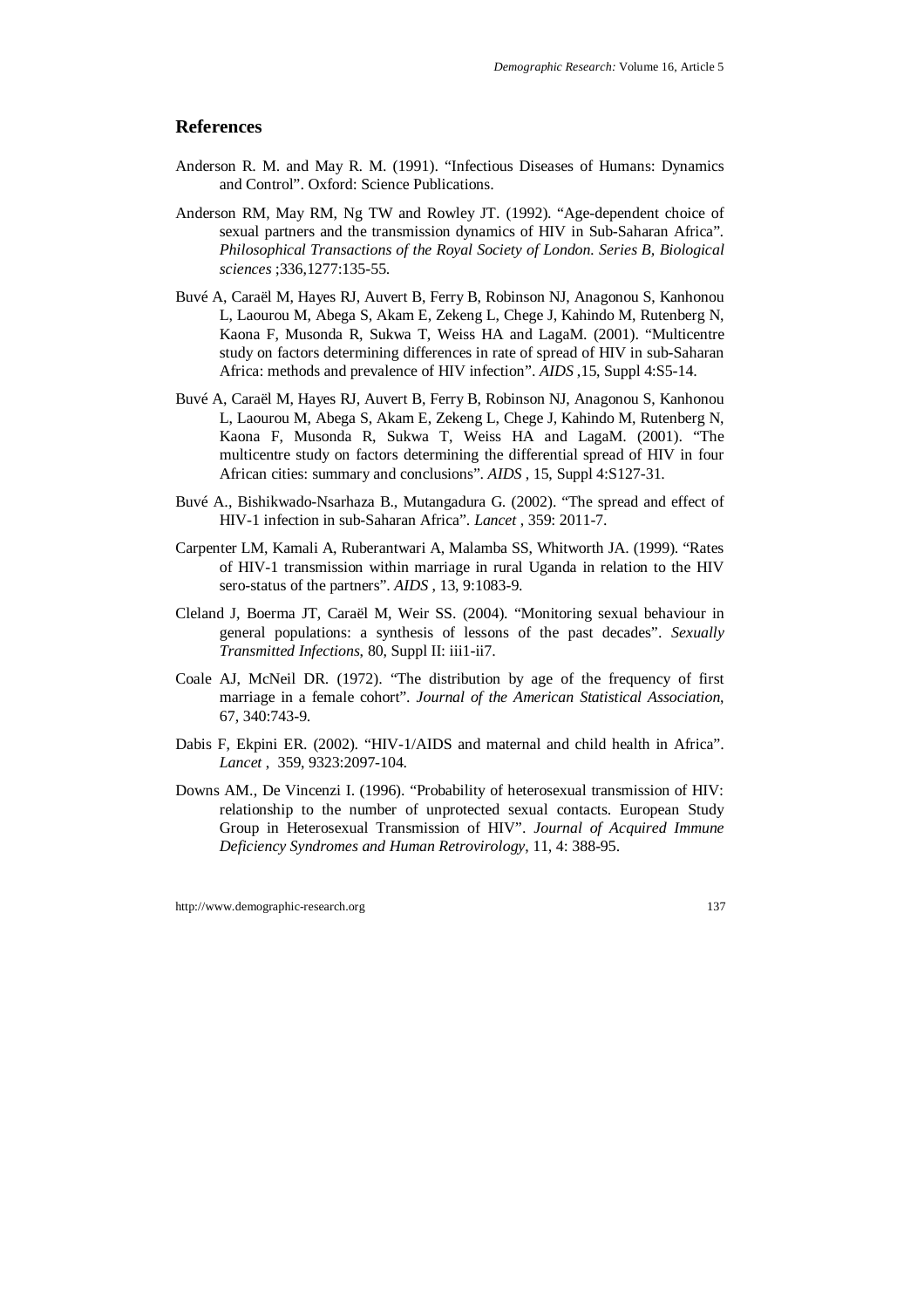## References

Anderson R. M. and May R. M. (1991). "Infectious Diseases of Humans: Dynamics and Control". Oxford: Science Publications.

Anderson RM, May RM, Ng TW and Rowley JT. (1992). "Age-dependent choice of sexual partners and the transmission dynamics of HIV in Sub-Saharan Africa". *Philosophical Transactions of the Royal Society of London. Series B, Biological sciences* ;336,1277:135-55.

Buvé A, Caraël M, Hayes RJ, Auvert B, Ferry B, Robinson NJ, Anagonou S, Kanhonou L, Laourou M, Abega S, Akam E, Zekeng L, Chege J, Kahindo M, Rutenberg N, Kaona F, Musonda R, Sukwa T, Weiss HA and LagaM. (2001). "Multicentre study on factors determining differences in rate of spread of HIV in sub-Saharan Africa: methods and prevalence of HIV infection". *AIDS* ,15, Suppl 4:S5-14.

Buvé A, Caraël M, Hayes RJ, Auvert B, Ferry B, Robinson NJ, Anagonou S, Kanhonou L, Laourou M, Abega S, Akam E, Zekeng L, Chege J, Kahindo M, Rutenberg N, Kaona F, Musonda R, Sukwa T, Weiss HA and LagaM. (2001). "The multicentre study on factors determining the differential spread of HIV in four African cities: summary and conclusions". *AIDS* , 15, Suppl 4:S127-31.

Buvé A., Bishikwado-Nsarhaza B., Mutangadura G. (2002). "The spread and effect of HIV-1 infection in sub-Saharan Africa". *Lancet* , 359: 2011-7.

Carpenter LM, Kamali A, Ruberantwari A, Malamba SS, Whitworth JA. (1999). "Rates of HIV-1 transmission within marriage in rural Uganda in relation to the HIV sero-status of the partners". *AIDS* , 13, 9:1083-9.

Cleland J, Boerma JT, Caraël M, Weir SS. (2004). "Monitoring sexual behaviour in general populations: a synthesis of lessons of the past decades". *Sexually Transmitted Infections*, 80, Suppl II: iii1-ii7.

Coale AJ, McNeil DR. (1972). "The distribution by age of the frequency of first marriage in a female cohort". *Journal of the American Statistical Association*, 67, 340:743-9.

Dabis F, Ekpini ER. (2002). "HIV-1/AIDS and maternal and child health in Africa". *Lancet* , 359, 9323:2097-104.

Downs AM., De Vincenzi I. (1996). "Probability of heterosexual transmission of HIV: relationship to the number of unprotected sexual contacts. European Study Group in Heterosexual Transmission of HIV". *Journal of Acquired Immune Deficiency Syndromes and Human Retrovirology*, 11, 4: 388-95.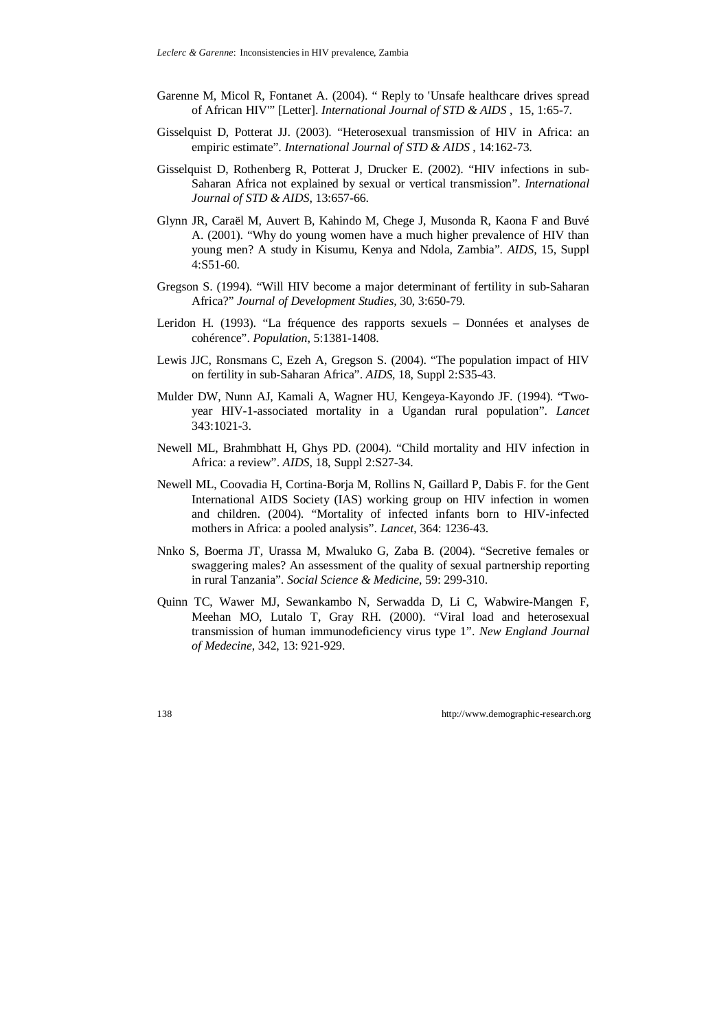Garenne M, Micol R, Fontanet A. (2004). " Reply to 'Unsafe healthcare drives spread of African HIV'" [Letter]. *International Journal of STD & AIDS* , 15, 1:65-7.

Gisselquist D, Potterat JJ. (2003). "Heterosexual transmission of HIV in Africa: an empiric estimate". *International Journal of STD & AIDS* , 14:162-73.

Gisselquist D, Rothenberg R, Potterat J, Drucker E. (2002). "HIV infections in sub-Saharan Africa not explained by sexual or vertical transmission". *International Journal of STD & AIDS*, 13:657-66.

Glynn JR, Caraël M, Auvert B, Kahindo M, Chege J, Musonda R, Kaona F and Buvé A. (2001). "Why do young women have a much higher prevalence of HIV than young men? A study in Kisumu, Kenya and Ndola, Zambia". *AIDS*, 15, Suppl 4:S51-60.

Gregson S. (1994). "Will HIV become a major determinant of fertility in sub-Saharan Africa?" *Journal of Development Studies,* 30, 3:650-79.

Leridon H. (1993). "La fréquence des rapports sexuels – Données et analyses de cohérence". *Population*, 5:1381-1408.

Lewis JJC, Ronsmans C, Ezeh A, Gregson S. (2004). "The population impact of HIV on fertility in sub-Saharan Africa". *AIDS*, 18, Suppl 2:S35-43.

Mulder DW, Nunn AJ, Kamali A, Wagner HU, Kengeya-Kayondo JF. (1994). "Two-year HIV-1-associated mortality in a Ugandan rural population". *Lancet* 343:1021-3.

Newell ML, Brahmbhatt H, Ghys PD. (2004). "Child mortality and HIV infection in Africa: a review". *AIDS*, 18, Suppl 2:S27-34.

Newell ML, Coovadia H, Cortina-Borja M, Rollins N, Gaillard P, Dabis F. for the Gent International AIDS Society (IAS) working group on HIV infection in women and children. (2004). "Mortality of infected infants born to HIV-infected mothers in Africa: a pooled analysis". *Lancet*, 364: 1236-43.

Nnko S, Boerma JT, Urassa M, Mwaluko G, Zaba B. (2004). "Secretive females or swaggering males? An assessment of the quality of sexual partnership reporting in rural Tanzania". *Social Science & Medicine*, 59: 299-310.

Quinn TC, Wawer MJ, Sewankambo N, Serwadda D, Li C, Wabwire-Mangen F, Meehan MO, Lutalo T, Gray RH. (2000). "Viral load and heterosexual transmission of human immunodeficiency virus type 1". *New England Journal of Medecine*, 342, 13: 921-929.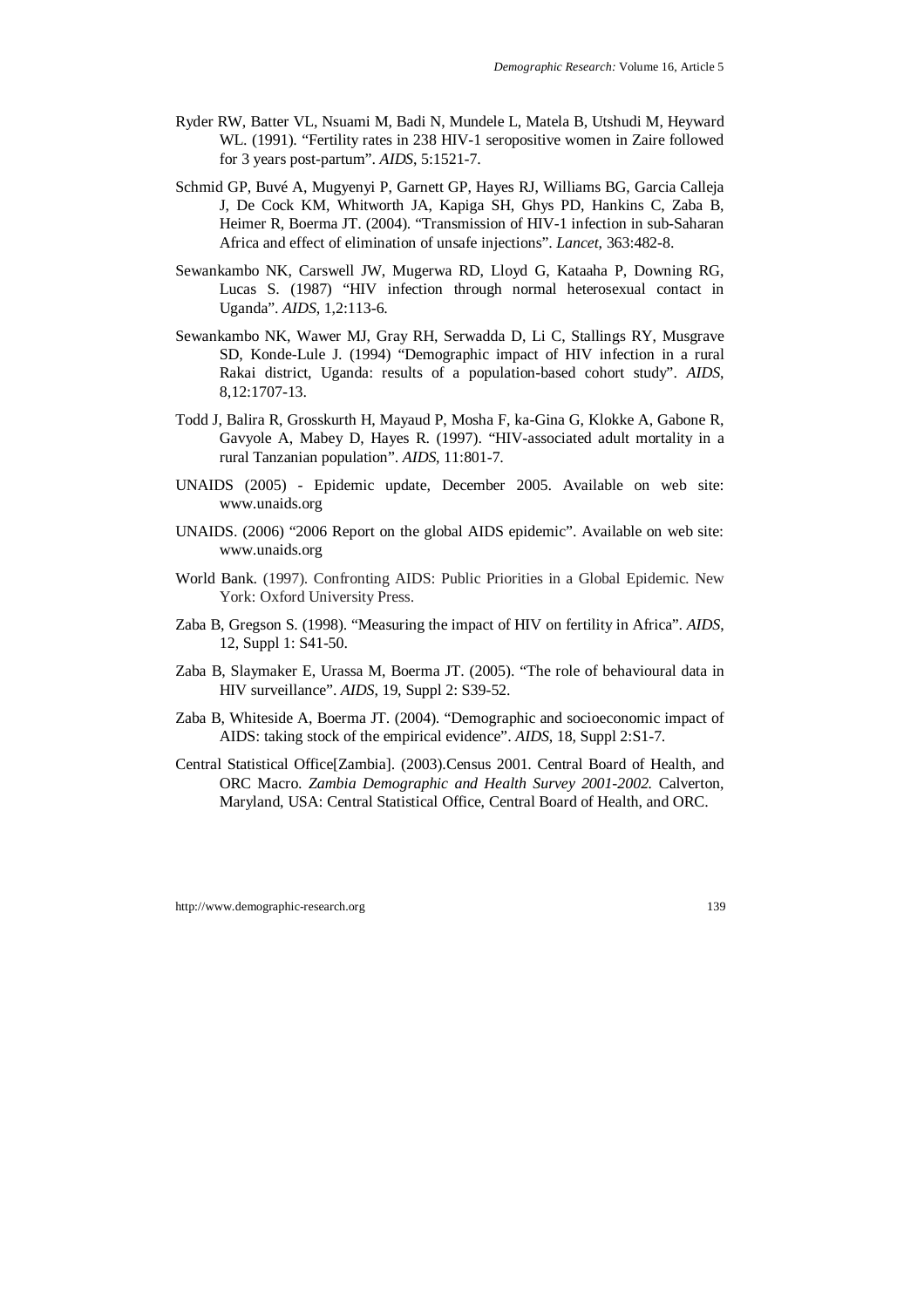Ryder RW, Batter VL, Nsuami M, Badi N, Mundele L, Matela B, Utshudi M, Heyward WL. (1991). "Fertility rates in 238 HIV-1 seropositive women in Zaire followed for 3 years post-partum". *AIDS*, 5:1521-7.

Schmid GP, Buvé A, Mugyenyi P, Garnett GP, Hayes RJ, Williams BG, Garcia Calleja J, De Cock KM, Whitworth JA, Kapiga SH, Ghys PD, Hankins C, Zaba B, Heimer R, Boerma JT. (2004). "Transmission of HIV-1 infection in sub-Saharan Africa and effect of elimination of unsafe injections". *Lancet*, 363:482-8.

Sewankambo NK, Carswell JW, Mugerwa RD, Lloyd G, Kataaha P, Downing RG, Lucas S. (1987) "HIV infection through normal heterosexual contact in Uganda". *AIDS*, 1,2:113-6.

Sewankambo NK, Wawer MJ, Gray RH, Serwadda D, Li C, Stallings RY, Musgrave SD, Konde-Lule J. (1994) "Demographic impact of HIV infection in a rural Rakai district, Uganda: results of a population-based cohort study". *AIDS*, 8,12:1707-13.

Todd J, Balira R, Grosskurth H, Mayaud P, Mosha F, ka-Gina G, Klokke A, Gabone R, Gavyole A, Mabey D, Hayes R. (1997). "HIV-associated adult mortality in a rural Tanzanian population". *AIDS*, 11:801-7.

UNAIDS (2005) - Epidemic update, December 2005. Available on web site: www.unaids.org

UNAIDS. (2006) "2006 Report on the global AIDS epidemic". Available on web site: www.unaids.org

World Bank. (1997). Confronting AIDS: Public Priorities in a Global Epidemic. New York: Oxford University Press.

Zaba B, Gregson S. (1998). "Measuring the impact of HIV on fertility in Africa". *AIDS*, 12, Suppl 1: S41-50.

Zaba B, Slaymaker E, Urassa M, Boerma JT. (2005). "The role of behavioural data in HIV surveillance". *AIDS*, 19, Suppl 2: S39-52.

Zaba B, Whiteside A, Boerma JT. (2004). "Demographic and socioeconomic impact of AIDS: taking stock of the empirical evidence". *AIDS*, 18, Suppl 2:S1-7.

Central Statistical Office[Zambia]. (2003).Census 2001. Central Board of Health, and ORC Macro. *Zambia Demographic and Health Survey 2001-2002.* Calverton, Maryland, USA: Central Statistical Office, Central Board of Health, and ORC.